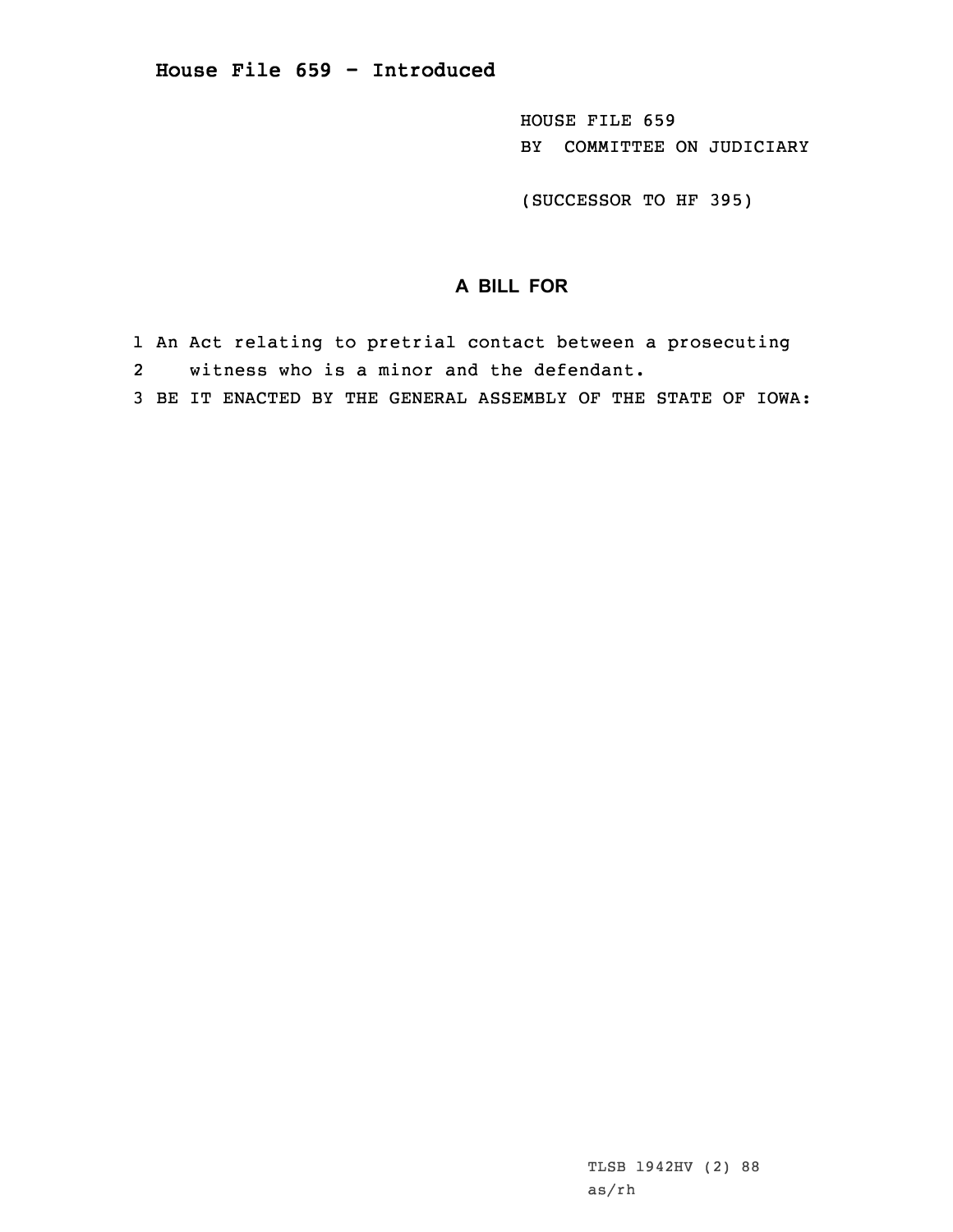# House File 659 - Introduced

HOUSE FILE 659
BY COMMITTEE ON JUDICIARY

(SUCCESSOR TO HF 395)

## A BILL FOR

1 An Act relating to pretrial contact between a prosecuting
2 witness who is a minor and the defendant.
3 BE IT ENACTED BY THE GENERAL ASSEMBLY OF THE STATE OF IOWA:

TLSB 1942HV (2) 88
as/rh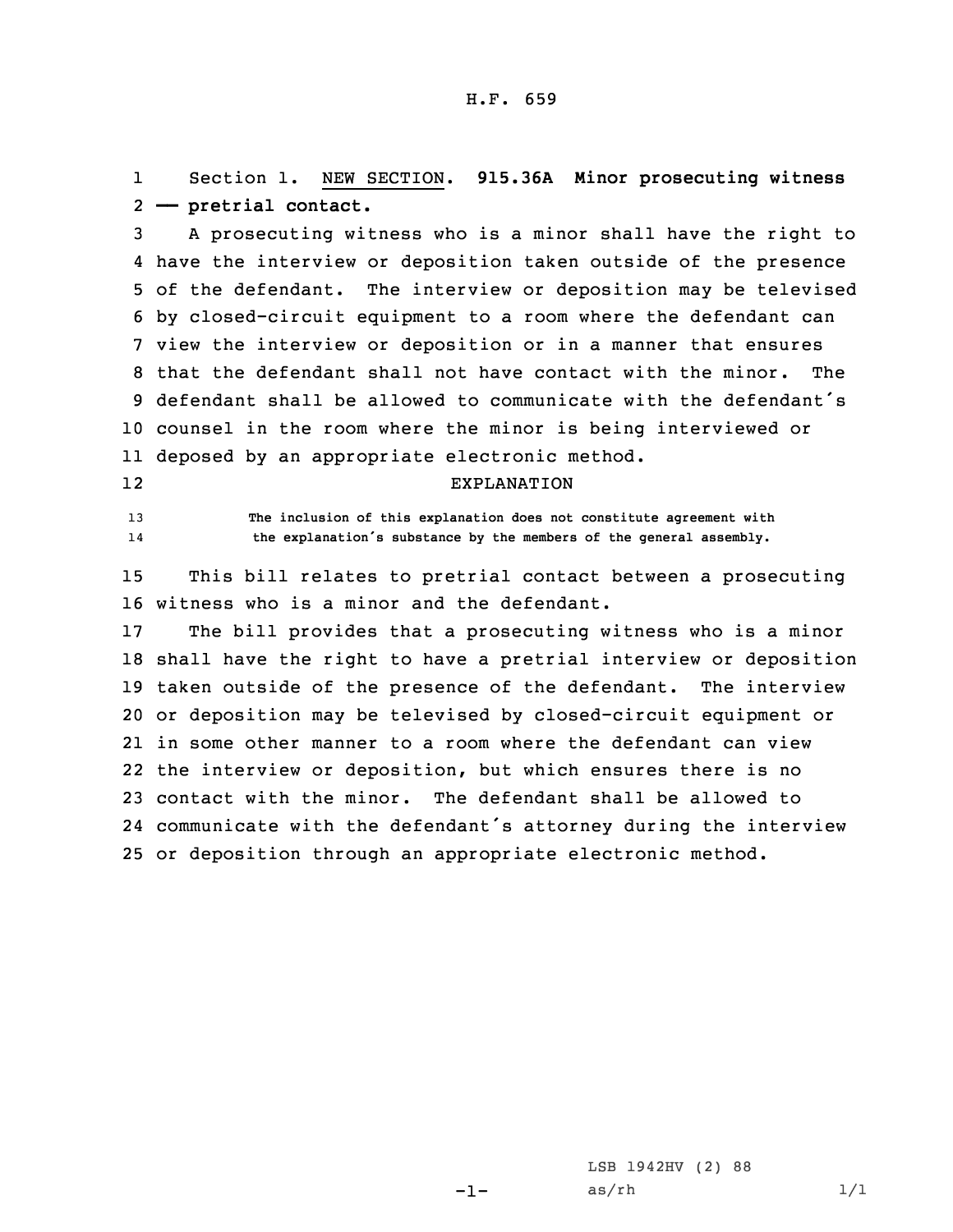Section 1. NEW SECTION. **915.36A Minor prosecuting witness — pretrial contact.**

A prosecuting witness who is a minor shall have the right to have the interview or deposition taken outside of the presence of the defendant. The interview or deposition may be televised by closed-circuit equipment to a room where the defendant can view the interview or deposition or in a manner that ensures that the defendant shall not have contact with the minor. The defendant shall be allowed to communicate with the defendant's counsel in the room where the minor is being interviewed or deposed by an appropriate electronic method.

EXPLANATION

The inclusion of this explanation does not constitute agreement with the explanation's substance by the members of the general assembly.

This bill relates to pretrial contact between a prosecuting witness who is a minor and the defendant.

The bill provides that a prosecuting witness who is a minor shall have the right to have a pretrial interview or deposition taken outside of the presence of the defendant. The interview or deposition may be televised by closed-circuit equipment or in some other manner to a room where the defendant can view the interview or deposition, but which ensures there is no contact with the minor. The defendant shall be allowed to communicate with the defendant's attorney during the interview or deposition through an appropriate electronic method.

LSB 1942HV (2) 88
as/rh